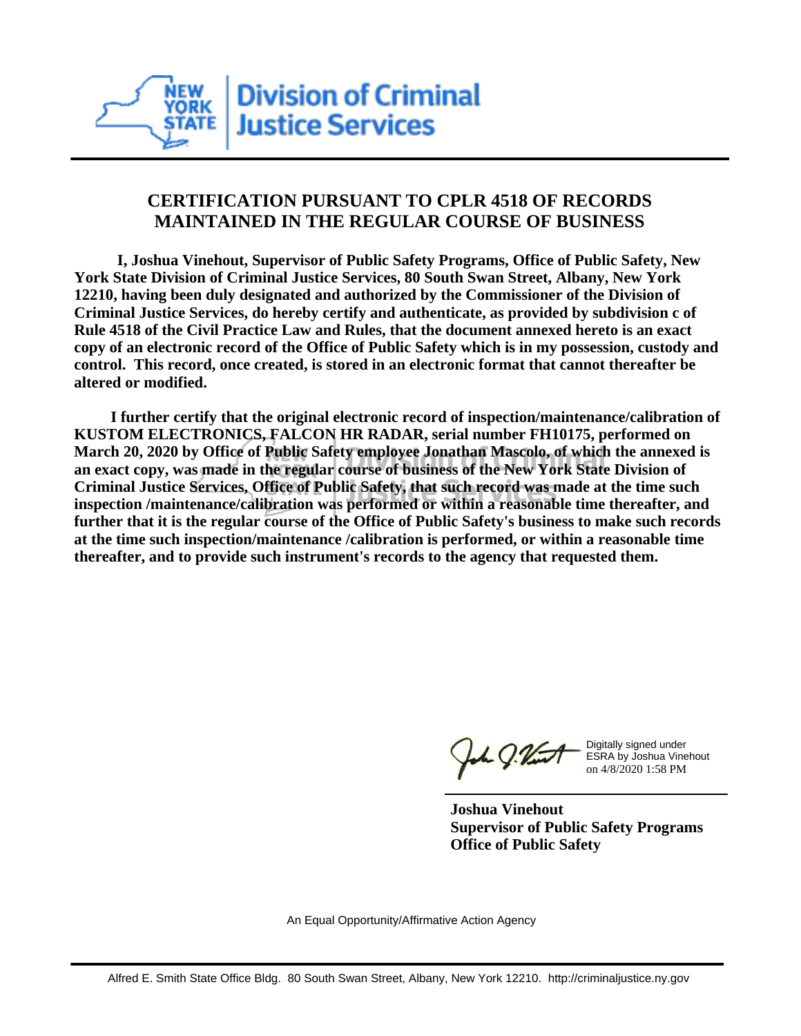**Division of Criminal Justice Services**

## CERTIFICATION PURSUANT TO CPLR 4518 OF RECORDS MAINTAINED IN THE REGULAR COURSE OF BUSINESS

**I, Joshua Vinehout, Supervisor of Public Safety Programs, Office of Public Safety, New York State Division of Criminal Justice Services, 80 South Swan Street, Albany, New York 12210, having been duly designated and authorized by the Commissioner of the Division of Criminal Justice Services, do hereby certify and authenticate, as provided by subdivision c of Rule 4518 of the Civil Practice Law and Rules, that the document annexed hereto is an exact copy of an electronic record of the Office of Public Safety which is in my possession, custody and control. This record, once created, is stored in an electronic format that cannot thereafter be altered or modified.**

**I further certify that the original electronic record of inspection/maintenance/calibration of KUSTOM ELECTRONICS, FALCON HR RADAR, serial number FH10175, performed on March 20, 2020 by Office of Public Safety employee Jonathan Mascolo, of which the annexed is an exact copy, was made in the regular course of business of the New York State Division of Criminal Justice Services, Office of Public Safety, that such record was made at the time such inspection /maintenance/calibration was performed or within a reasonable time thereafter, and further that it is the regular course of the Office of Public Safety's business to make such records at the time such inspection/maintenance /calibration is performed, or within a reasonable time thereafter, and to provide such instrument's records to the agency that requested them.**

Digitally signed under ESRA by Joshua Vinehout on 4/8/2020 1:58 PM

**Joshua Vinehout**
**Supervisor of Public Safety Programs**
**Office of Public Safety**

An Equal Opportunity/Affirmative Action Agency

Alfred E. Smith State Office Bldg. 80 South Swan Street, Albany, New York 12210. http://criminaljustice.ny.gov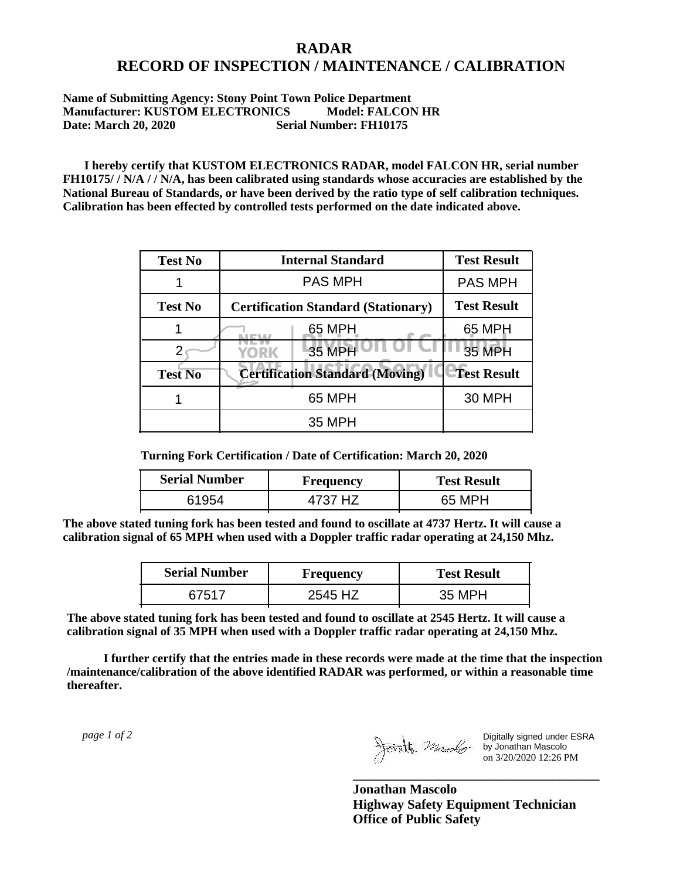# RADAR
# RECORD OF INSPECTION / MAINTENANCE / CALIBRATION

**Name of Submitting Agency: Stony Point Town Police Department**
**Manufacturer: KUSTOM ELECTRONICS Model: FALCON HR**
**Date: March 20, 2020 Serial Number: FH10175**

**I hereby certify that KUSTOM ELECTRONICS RADAR, model FALCON HR, serial number FH10175/ / N/A / / N/A, has been calibrated using standards whose accuracies are established by the National Bureau of Standards, or have been derived by the ratio type of self calibration techniques. Calibration has been effected by controlled tests performed on the date indicated above.**

| Test No | Internal Standard | Test Result |
|---|---|---|
| 1 | PAS MPH | PAS MPH |
| **Test No** | **Certification Standard (Stationary)** | **Test Result** |
| 1 | 65 MPH | 65 MPH |
| 2 | 35 MPH | 35 MPH |
| **Test No** | **Certification Standard (Moving)** | **Test Result** |
| 1 | 65 MPH | 30 MPH |
| | 35 MPH | |

**Turning Fork Certification / Date of Certification: March 20, 2020**

| Serial Number | Frequency | Test Result |
|---|---|---|
| 61954 | 4737 HZ | 65 MPH |

**The above stated tuning fork has been tested and found to oscillate at 4737 Hertz. It will cause a calibration signal of 65 MPH when used with a Doppler traffic radar operating at 24,150 Mhz.**

| Serial Number | Frequency | Test Result |
|---|---|---|
| 67517 | 2545 HZ | 35 MPH |

**The above stated tuning fork has been tested and found to oscillate at 2545 Hertz. It will cause a calibration signal of 35 MPH when used with a Doppler traffic radar operating at 24,150 Mhz.**

**I further certify that the entries made in these records were made at the time that the inspection /maintenance/calibration of the above identified RADAR was performed, or within a reasonable time thereafter.**

*page 1 of 2*

Digitally signed under ESRA by Jonathan Mascolo on 3/20/2020 12:26 PM

**Jonathan Mascolo**
**Highway Safety Equipment Technician**
**Office of Public Safety**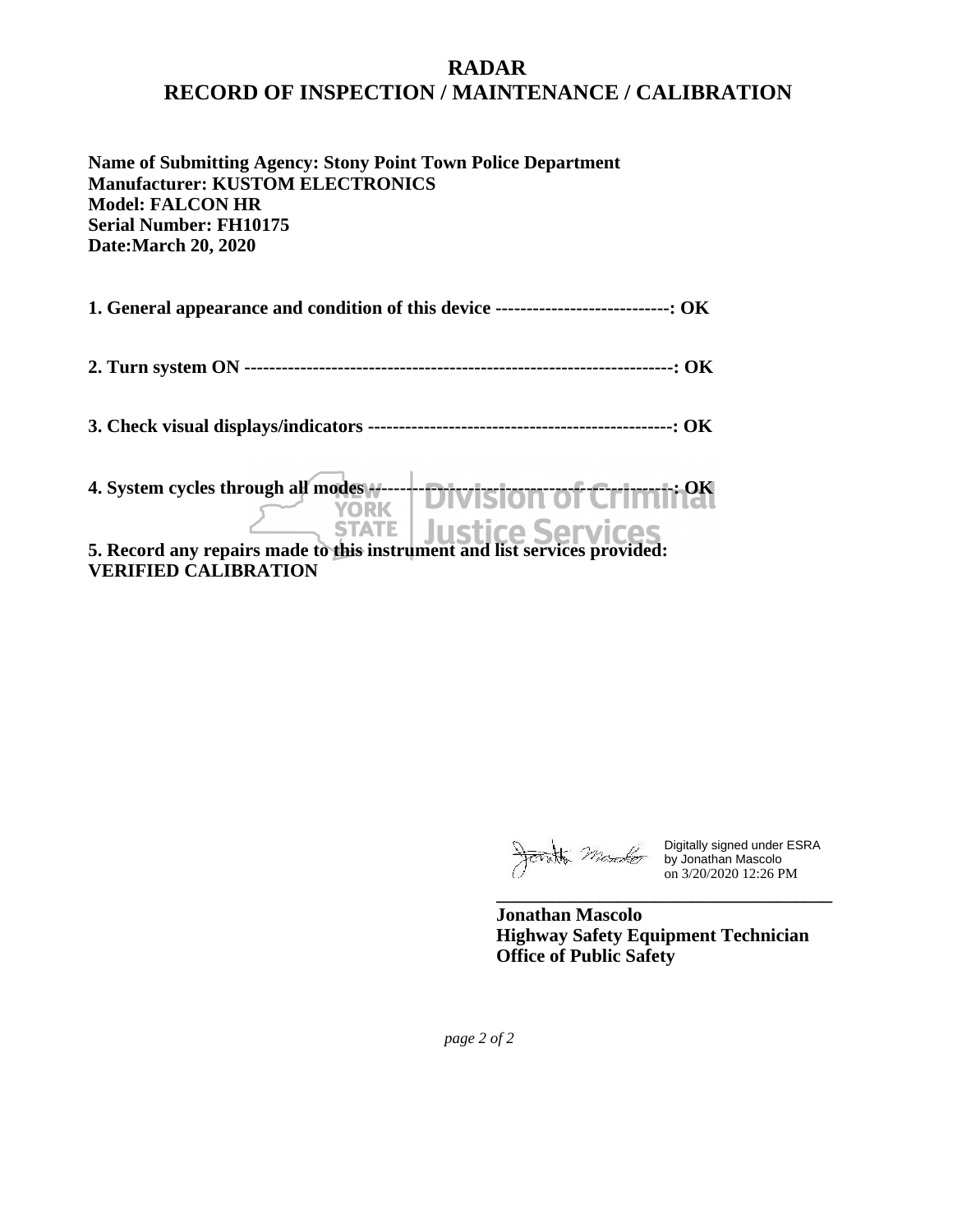# RADAR
# RECORD OF INSPECTION / MAINTENANCE / CALIBRATION

**Name of Submitting Agency: Stony Point Town Police Department**
**Manufacturer: KUSTOM ELECTRONICS**
**Model: FALCON HR**
**Serial Number: FH10175**
**Date:March 20, 2020**

**1. General appearance and condition of this device ----------------------------: OK**

**2. Turn system ON -------------------------------------------------------------------: OK**

**3. Check visual displays/indicators -------------------------------------------------: OK**

**4. System cycles through all modes -----------------------------------------------: OK**

**5. Record any repairs made to this instrument and list services provided:**
**VERIFIED CALIBRATION**

Digitally signed under ESRA by Jonathan Mascolo on 3/20/2020 12:26 PM

**Jonathan Mascolo**
**Highway Safety Equipment Technician**
**Office of Public Safety**